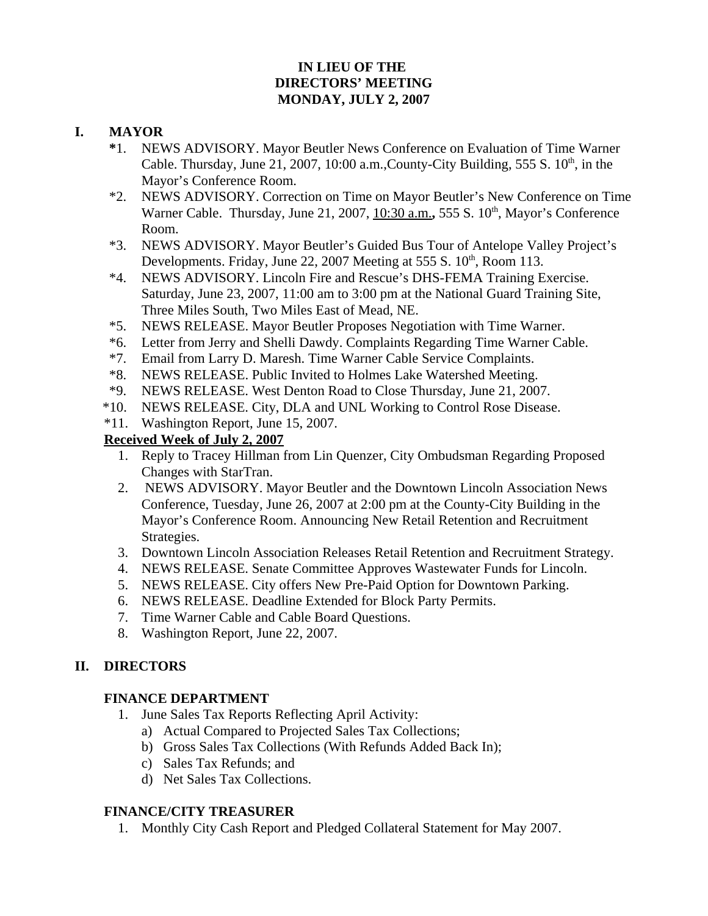**IN LIEU OF THE**
**DIRECTORS' MEETING**
**MONDAY, JULY 2, 2007**

## I. MAYOR

*1. NEWS ADVISORY. Mayor Beutler News Conference on Evaluation of Time Warner Cable. Thursday, June 21, 2007, 10:00 a.m.,County-City Building, 555 S. 10th, in the Mayor's Conference Room.

*2. NEWS ADVISORY. Correction on Time on Mayor Beutler's New Conference on Time Warner Cable. Thursday, June 21, 2007, <u>10:30 a.m.</u>**,** 555 S. 10th, Mayor's Conference Room.

*3. NEWS ADVISORY. Mayor Beutler's Guided Bus Tour of Antelope Valley Project's Developments. Friday, June 22, 2007 Meeting at 555 S. 10th, Room 113.

*4. NEWS ADVISORY. Lincoln Fire and Rescue's DHS-FEMA Training Exercise. Saturday, June 23, 2007, 11:00 am to 3:00 pm at the National Guard Training Site, Three Miles South, Two Miles East of Mead, NE.

*5. NEWS RELEASE. Mayor Beutler Proposes Negotiation with Time Warner.

*6. Letter from Jerry and Shelli Dawdy. Complaints Regarding Time Warner Cable.

*7. Email from Larry D. Maresh. Time Warner Cable Service Complaints.

*8. NEWS RELEASE. Public Invited to Holmes Lake Watershed Meeting.

*9. NEWS RELEASE. West Denton Road to Close Thursday, June 21, 2007.

*10. NEWS RELEASE. City, DLA and UNL Working to Control Rose Disease.

*11. Washington Report, June 15, 2007.

**<u>Received Week of July 2, 2007</u>**

1. Reply to Tracey Hillman from Lin Quenzer, City Ombudsman Regarding Proposed Changes with StarTran.
2. NEWS ADVISORY. Mayor Beutler and the Downtown Lincoln Association News Conference, Tuesday, June 26, 2007 at 2:00 pm at the County-City Building in the Mayor's Conference Room. Announcing New Retail Retention and Recruitment Strategies.
3. Downtown Lincoln Association Releases Retail Retention and Recruitment Strategy.
4. NEWS RELEASE. Senate Committee Approves Wastewater Funds for Lincoln.
5. NEWS RELEASE. City offers New Pre-Paid Option for Downtown Parking.
6. NEWS RELEASE. Deadline Extended for Block Party Permits.
7. Time Warner Cable and Cable Board Questions.
8. Washington Report, June 22, 2007.

## II. DIRECTORS

### FINANCE DEPARTMENT

1. June Sales Tax Reports Reflecting April Activity:
   a) Actual Compared to Projected Sales Tax Collections;
   b) Gross Sales Tax Collections (With Refunds Added Back In);
   c) Sales Tax Refunds; and
   d) Net Sales Tax Collections.

### FINANCE/CITY TREASURER

1. Monthly City Cash Report and Pledged Collateral Statement for May 2007.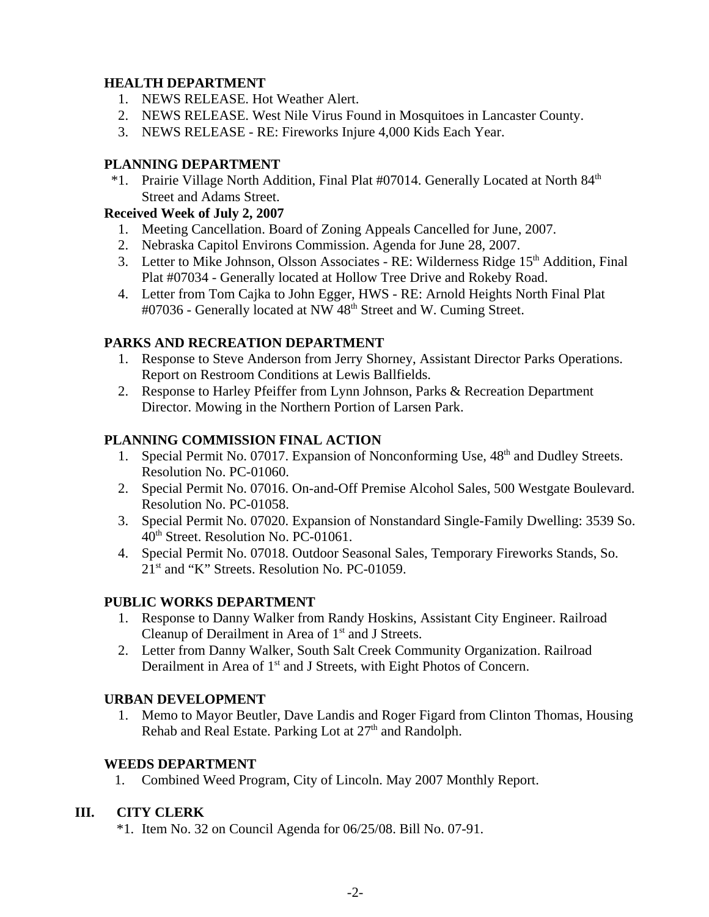**HEALTH DEPARTMENT**

1. NEWS RELEASE. Hot Weather Alert.
2. NEWS RELEASE. West Nile Virus Found in Mosquitoes in Lancaster County.
3. NEWS RELEASE - RE: Fireworks Injure 4,000 Kids Each Year.

**PLANNING DEPARTMENT**

*1. Prairie Village North Addition, Final Plat #07014. Generally Located at North 84th Street and Adams Street.

**Received Week of July 2, 2007**

1. Meeting Cancellation. Board of Zoning Appeals Cancelled for June, 2007.
2. Nebraska Capitol Environs Commission. Agenda for June 28, 2007.
3. Letter to Mike Johnson, Olsson Associates - RE: Wilderness Ridge 15th Addition, Final Plat #07034 - Generally located at Hollow Tree Drive and Rokeby Road.
4. Letter from Tom Cajka to John Egger, HWS - RE: Arnold Heights North Final Plat #07036 - Generally located at NW 48th Street and W. Cuming Street.

**PARKS AND RECREATION DEPARTMENT**

1. Response to Steve Anderson from Jerry Shorney, Assistant Director Parks Operations. Report on Restroom Conditions at Lewis Ballfields.
2. Response to Harley Pfeiffer from Lynn Johnson, Parks & Recreation Department Director. Mowing in the Northern Portion of Larsen Park.

**PLANNING COMMISSION FINAL ACTION**

1. Special Permit No. 07017. Expansion of Nonconforming Use, 48th and Dudley Streets. Resolution No. PC-01060.
2. Special Permit No. 07016. On-and-Off Premise Alcohol Sales, 500 Westgate Boulevard. Resolution No. PC-01058.
3. Special Permit No. 07020. Expansion of Nonstandard Single-Family Dwelling: 3539 So. 40th Street. Resolution No. PC-01061.
4. Special Permit No. 07018. Outdoor Seasonal Sales, Temporary Fireworks Stands, So. 21st and "K" Streets. Resolution No. PC-01059.

**PUBLIC WORKS DEPARTMENT**

1. Response to Danny Walker from Randy Hoskins, Assistant City Engineer. Railroad Cleanup of Derailment in Area of 1st and J Streets.
2. Letter from Danny Walker, South Salt Creek Community Organization. Railroad Derailment in Area of 1st and J Streets, with Eight Photos of Concern.

**URBAN DEVELOPMENT**

1. Memo to Mayor Beutler, Dave Landis and Roger Figard from Clinton Thomas, Housing Rehab and Real Estate. Parking Lot at 27th and Randolph.

**WEEDS DEPARTMENT**

1. Combined Weed Program, City of Lincoln. May 2007 Monthly Report.

## III. CITY CLERK

*1. Item No. 32 on Council Agenda for 06/25/08. Bill No. 07-91.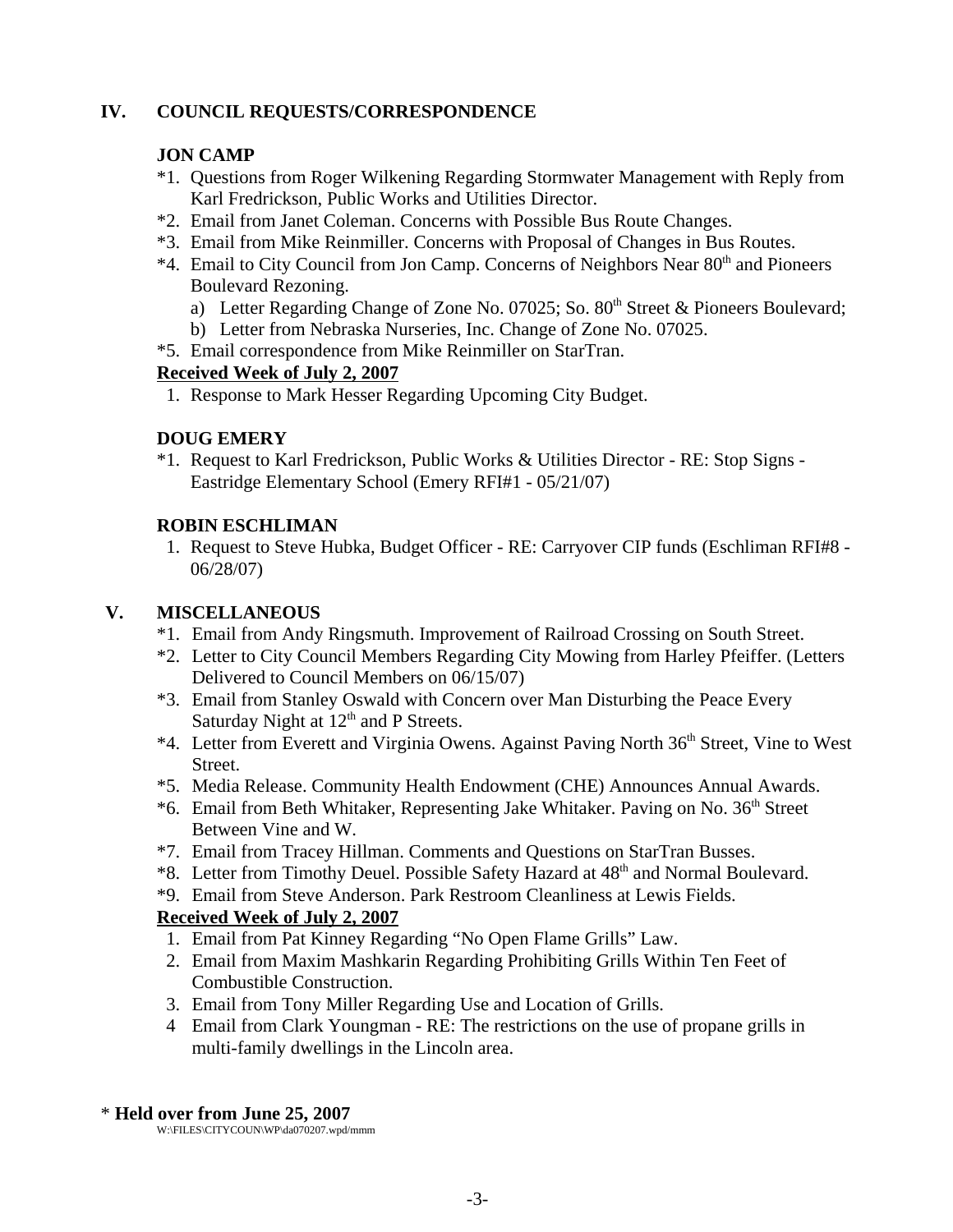## IV. COUNCIL REQUESTS/CORRESPONDENCE

### JON CAMP

*1. Questions from Roger Wilkening Regarding Stormwater Management with Reply from Karl Fredrickson, Public Works and Utilities Director.

*2. Email from Janet Coleman. Concerns with Possible Bus Route Changes.

*3. Email from Mike Reinmiller. Concerns with Proposal of Changes in Bus Routes.

*4. Email to City Council from Jon Camp. Concerns of Neighbors Near 80th and Pioneers Boulevard Rezoning.

   a) Letter Regarding Change of Zone No. 07025; So. 80th Street & Pioneers Boulevard;

   b) Letter from Nebraska Nurseries, Inc. Change of Zone No. 07025.

*5. Email correspondence from Mike Reinmiller on StarTran.

**Received Week of July 2, 2007**

1. Response to Mark Hesser Regarding Upcoming City Budget.

### DOUG EMERY

*1. Request to Karl Fredrickson, Public Works & Utilities Director - RE: Stop Signs - Eastridge Elementary School (Emery RFI#1 - 05/21/07)

### ROBIN ESCHLIMAN

1. Request to Steve Hubka, Budget Officer - RE: Carryover CIP funds (Eschliman RFI#8 - 06/28/07)

## V. MISCELLANEOUS

*1. Email from Andy Ringsmuth. Improvement of Railroad Crossing on South Street.

*2. Letter to City Council Members Regarding City Mowing from Harley Pfeiffer. (Letters Delivered to Council Members on 06/15/07)

*3. Email from Stanley Oswald with Concern over Man Disturbing the Peace Every Saturday Night at 12th and P Streets.

*4. Letter from Everett and Virginia Owens. Against Paving North 36th Street, Vine to West Street.

*5. Media Release. Community Health Endowment (CHE) Announces Annual Awards.

*6. Email from Beth Whitaker, Representing Jake Whitaker. Paving on No. 36th Street Between Vine and W.

*7. Email from Tracey Hillman. Comments and Questions on StarTran Busses.

*8. Letter from Timothy Deuel. Possible Safety Hazard at 48th and Normal Boulevard.

*9. Email from Steve Anderson. Park Restroom Cleanliness at Lewis Fields.

**Received Week of July 2, 2007**

1. Email from Pat Kinney Regarding "No Open Flame Grills" Law.
2. Email from Maxim Mashkarin Regarding Prohibiting Grills Within Ten Feet of Combustible Construction.
3. Email from Tony Miller Regarding Use and Location of Grills.
4. Email from Clark Youngman - RE: The restrictions on the use of propane grills in multi-family dwellings in the Lincoln area.

\* **Held over from June 25, 2007**

W:\FILES\CITYCOUN\WP\da070207.wpd/mmm